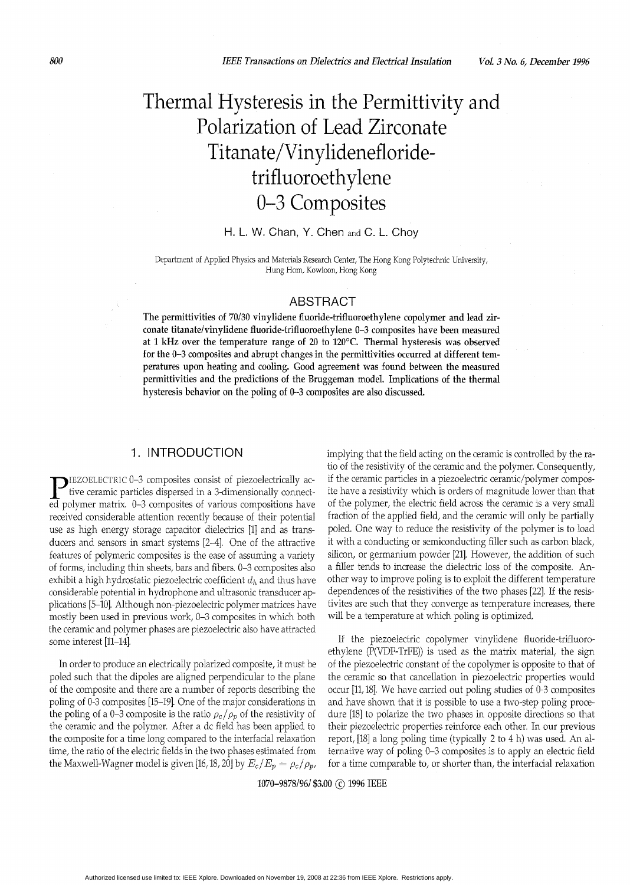# Thermal Hysteresis in the Permittivity and Polarization of Lead Zirconate Titanate/Vinylidenefloride-trifluoroethylene 0–3 Composites

H. L. W. Chan, Y. Chen and C. L. Choy

Department of Applied Physics and Materials Research Center, The Hong Kong Polytechnic University, Hung Hom, Kowloon, Hong Kong

## ABSTRACT

**The permittivities of 70/30 vinylidene fluoride-trifluoroethylene copolymer and lead zirconate titanate/vinylidene fluoride-trifluoroethylene 0–3 composites have been measured at 1 kHz over the temperature range of 20 to 120°C. Thermal hysteresis was observed for the 0–3 composites and abrupt changes in the permittivities occurred at different temperatures upon heating and cooling. Good agreement was found between the measured permittivities and the predictions of the Bruggeman model. Implications of the thermal hysteresis behavior on the poling of 0–3 composites are also discussed.**

## 1. INTRODUCTION

Piezoelectric 0–3 composites consist of piezoelectrically active ceramic particles dispersed in a 3-dimensionally connected polymer matrix. 0–3 composites of various compositions have received considerable attention recently because of their potential use as high energy storage capacitor dielectrics [1] and as transducers and sensors in smart systems [2–4]. One of the attractive features of polymeric composites is the ease of assuming a variety of forms, including thin sheets, bars and fibers. 0–3 composites also exhibit a high hydrostatic piezoelectric coefficient $d_h$ and thus have considerable potential in hydrophone and ultrasonic transducer applications [5–10]. Although non-piezoelectric polymer matrices have mostly been used in previous work, 0–3 composites in which both the ceramic and polymer phases are piezoelectric also have attracted some interest [11–14].

In order to produce an electrically polarized composite, it must be poled such that the dipoles are aligned perpendicular to the plane of the composite and there are a number of reports describing the poling of 0-3 composites [15–19]. One of the major considerations in the poling of a 0–3 composite is the ratio $\rho_c/\rho_p$ of the resistivity of the ceramic and the polymer. After a dc field has been applied to the composite for a time long compared to the interfacial relaxation time, the ratio of the electric fields in the two phases estimated from the Maxwell-Wagner model is given [16, 18, 20] by $E_c/E_p = \rho_c/\rho_p$, implying that the field acting on the ceramic is controlled by the ratio of the resistivity of the ceramic and the polymer. Consequently, if the ceramic particles in a piezoelectric ceramic/polymer composite have a resistivity which is orders of magnitude lower than that of the polymer, the electric field across the ceramic is a very small fraction of the applied field, and the ceramic will only be partially poled. One way to reduce the resistivity of the polymer is to load it with a conducting or semiconducting filler such as carbon black, silicon, or germanium powder [21]. However, the addition of such a filler tends to increase the dielectric loss of the composite. Another way to improve poling is to exploit the different temperature dependences of the resistivities of the two phases [22]. If the resistivites are such that they converge as temperature increases, there will be a temperature at which poling is optimized.

If the piezoelectric copolymer vinylidene fluoride-trifluoroethylene (P(VDF-TrFE)) is used as the matrix material, the sign of the piezoelectric constant of the copolymer is opposite to that of the ceramic so that cancellation in piezoelectric properties would occur [11, 18]. We have carried out poling studies of 0-3 composites and have shown that it is possible to use a two-step poling procedure [18] to polarize the two phases in opposite directions so that their piezoelectric properties reinforce each other. In our previous report, [18] a long poling time (typically 2 to 4 h) was used. An alternative way of poling 0–3 composites is to apply an electric field for a time comparable to, or shorter than, the interfacial relaxation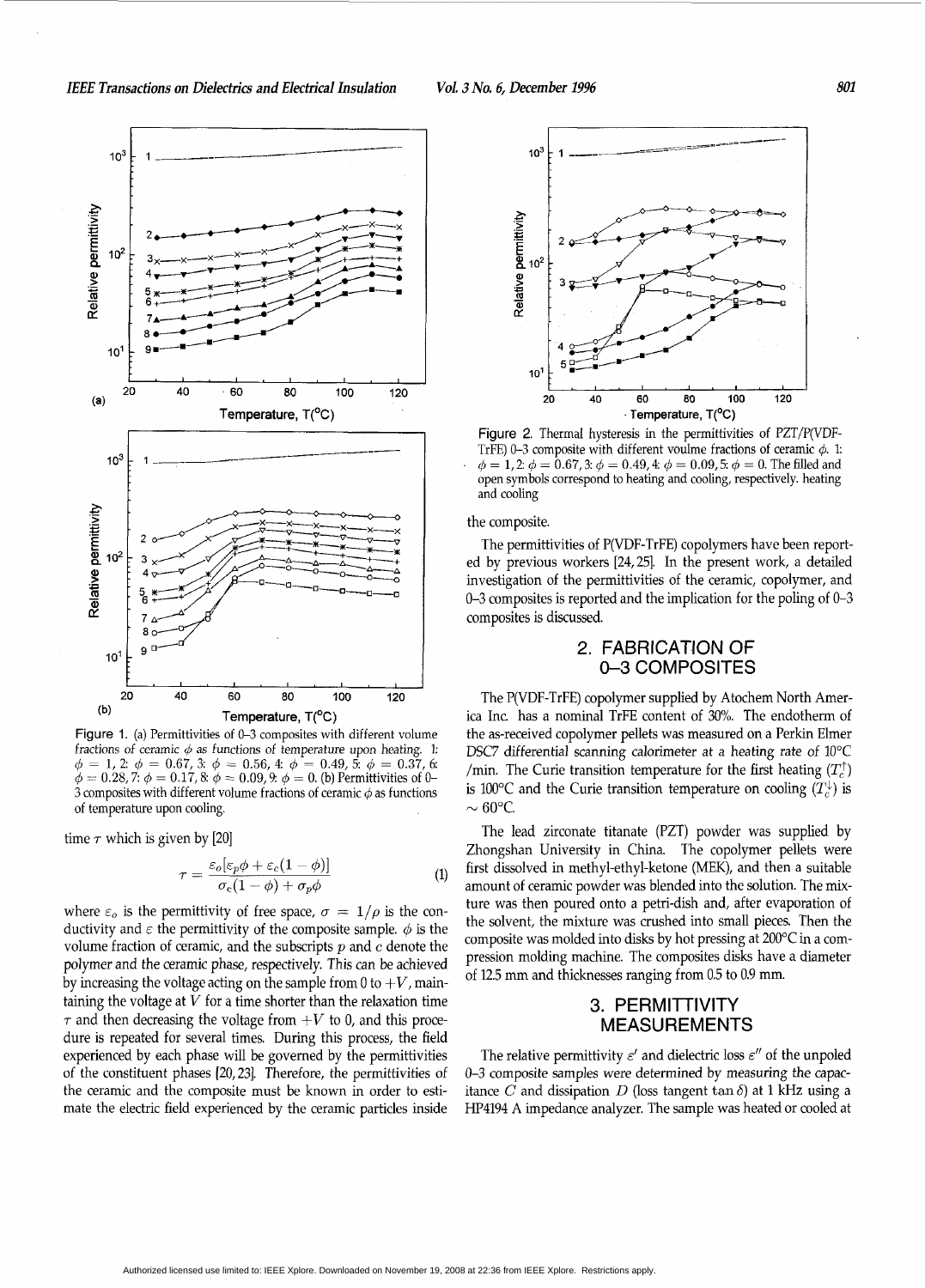Figure 1. (a) Permittivities of 0–3 composites with different volume fractions of ceramic $\phi$ as functions of temperature upon heating. 1: $\phi = 1$, 2: $\phi = 0.67$, 3: $\phi = 0.56$, 4: $\phi = 0.49$, 5: $\phi = 0.37$, 6: $\phi = 0.28$, 7: $\phi = 0.17$, 8: $\phi = 0.09$, 9: $\phi = 0$. (b) Permittivities of 0–3 composites with different volume fractions of ceramic $\phi$ as functions of temperature upon cooling.

time $\tau$ which is given by [20]

$$\tau = \frac{\varepsilon_o[\varepsilon_p\phi + \varepsilon_c(1-\phi)]}{\sigma_c(1-\phi) + \sigma_p\phi} \tag{1}$$

where $\varepsilon_o$ is the permittivity of free space, $\sigma = 1/\rho$ is the conductivity and $\varepsilon$ the permittivity of the composite sample. $\phi$ is the volume fraction of ceramic, and the subscripts $p$ and $c$ denote the polymer and the ceramic phase, respectively. This can be achieved by increasing the voltage acting on the sample from 0 to $+V$, maintaining the voltage at $V$ for a time shorter than the relaxation time $\tau$ and then decreasing the voltage from $+V$ to 0, and this procedure is repeated for several times. During this process, the field experienced by each phase will be governed by the permittivities of the constituent phases [20, 23]. Therefore, the permittivities of the ceramic and the composite must be known in order to estimate the electric field experienced by the ceramic particles inside the composite.

Figure 2. Thermal hysteresis in the permittivities of PZT/P(VDF-TrFE) 0–3 composite with different voulme fractions of ceramic $\phi$. 1: $\phi = 1$, 2: $\phi = 0.67$, 3: $\phi = 0.49$, 4: $\phi = 0.09$, 5: $\phi = 0$. The filled and open symbols correspond to heating and cooling, respectively. heating and cooling

The permittivities of P(VDF-TrFE) copolymers have been reported by previous workers [24, 25]. In the present work, a detailed investigation of the permittivities of the ceramic, copolymer, and 0–3 composites is reported and the implication for the poling of 0–3 composites is discussed.

## 2. FABRICATION OF 0–3 COMPOSITES

The P(VDF-TrFE) copolymer supplied by Atochem North America Inc. has a nominal TrFE content of 30%. The endotherm of the as-received copolymer pellets was measured on a Perkin Elmer DSC7 differential scanning calorimeter at a heating rate of 10°C /min. The Curie transition temperature for the first heating ($T_c^{\uparrow}$) is 100°C and the Curie transition temperature on cooling ($T_c^{\downarrow}$) is ~ 60°C.

The lead zirconate titanate (PZT) powder was supplied by Zhongshan University in China. The copolymer pellets were first dissolved in methyl-ethyl-ketone (MEK), and then a suitable amount of ceramic powder was blended into the solution. The mixture was then poured onto a petri-dish and, after evaporation of the solvent, the mixture was crushed into small pieces. Then the composite was molded into disks by hot pressing at 200°C in a compression molding machine. The composites disks have a diameter of 12.5 mm and thicknesses ranging from 0.5 to 0.9 mm.

## 3. PERMITTIVITY MEASUREMENTS

The relative permittivity $\varepsilon'$ and dielectric loss $\varepsilon''$ of the unpoled 0–3 composite samples were determined by measuring the capacitance $C$ and dissipation $D$ (loss tangent $\tan\delta$) at 1 kHz using a HP4194 A impedance analyzer. The sample was heated or cooled at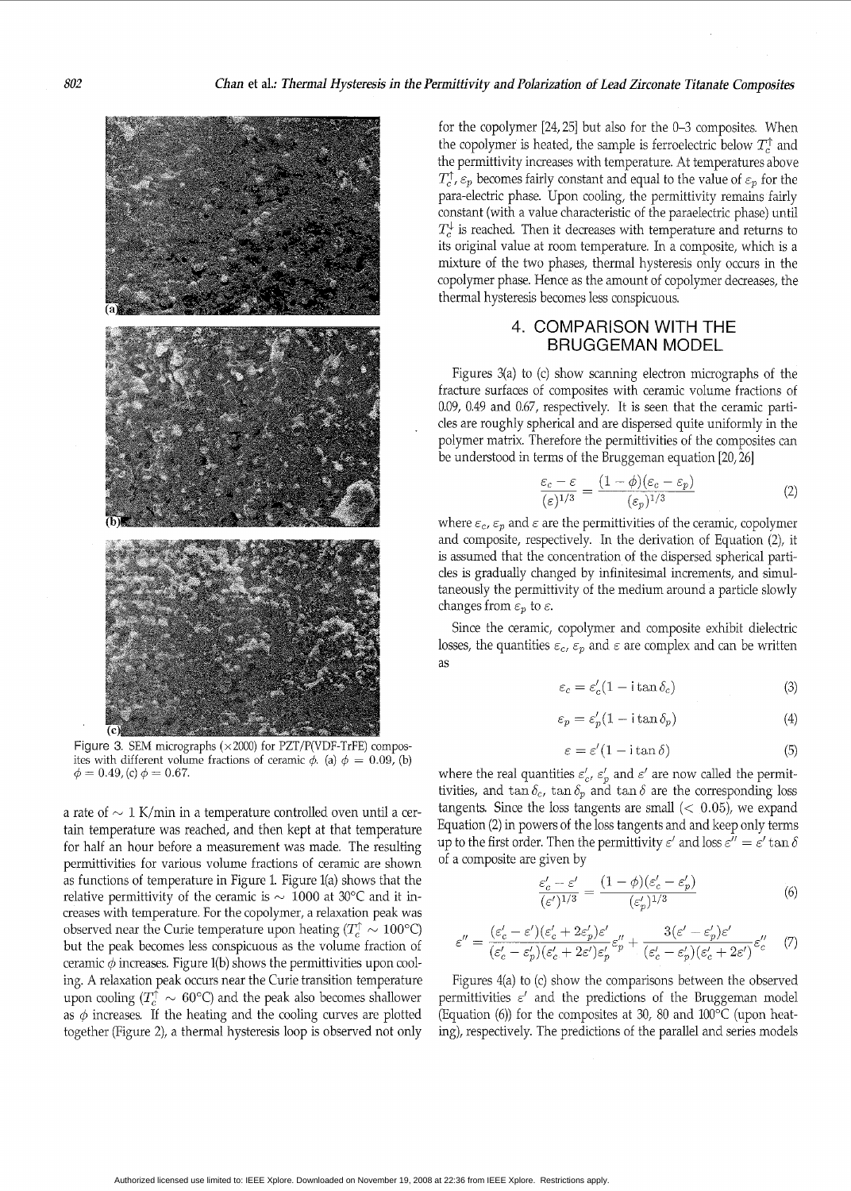Figure 3. SEM micrographs (×2000) for PZT/P(VDF-TrFE) composites with different volume fractions of ceramic $\phi$. (a) $\phi = 0.09$, (b) $\phi = 0.49$, (c) $\phi = 0.67$.

a rate of ~ 1 K/min in a temperature controlled oven until a certain temperature was reached, and then kept at that temperature for half an hour before a measurement was made. The resulting permittivities for various volume fractions of ceramic are shown as functions of temperature in Figure 1. Figure 1(a) shows that the relative permittivity of the ceramic is ~ 1000 at 30°C and it increases with temperature. For the copolymer, a relaxation peak was observed near the Curie temperature upon heating ($T_c^{\uparrow} \sim 100$°C) but the peak becomes less conspicuous as the volume fraction of ceramic $\phi$ increases. Figure 1(b) shows the permittivities upon cooling. A relaxation peak occurs near the Curie transition temperature upon cooling ($T_c^{\downarrow} \sim 60$°C) and the peak also becomes shallower as $\phi$ increases. If the heating and the cooling curves are plotted together (Figure 2), a thermal hysteresis loop is observed not only for the copolymer [24,25] but also for the 0–3 composites. When the copolymer is heated, the sample is ferroelectric below $T_c^{\uparrow}$ and the permittivity increases with temperature. At temperatures above $T_c^{\uparrow}$, $\varepsilon_p$ becomes fairly constant and equal to the value of $\varepsilon_p$ for the para-electric phase. Upon cooling, the permittivity remains fairly constant (with a value characteristic of the paraelectric phase) until $T_c^{\downarrow}$ is reached. Then it decreases with temperature and returns to its original value at room temperature. In a composite, which is a mixture of the two phases, thermal hysteresis only occurs in the copolymer phase. Hence as the amount of copolymer decreases, the thermal hysteresis becomes less conspicuous.

## 4. COMPARISON WITH THE BRUGGEMAN MODEL

Figures 3(a) to (c) show scanning electron micrographs of the fracture surfaces of composites with ceramic volume fractions of 0.09, 0.49 and 0.67, respectively. It is seen that the ceramic particles are roughly spherical and are dispersed quite uniformly in the polymer matrix. Therefore the permittivities of the composites can be understood in terms of the Bruggeman equation [20,26]

$$\frac{\varepsilon_c - \varepsilon}{(\varepsilon)^{1/3}} = \frac{(1-\phi)(\varepsilon_c - \varepsilon_p)}{(\varepsilon_p)^{1/3}} \tag{2}$$

where $\varepsilon_c$, $\varepsilon_p$ and $\varepsilon$ are the permittivities of the ceramic, copolymer and composite, respectively. In the derivation of Equation (2), it is assumed that the concentration of the dispersed spherical particles is gradually changed by infinitesimal increments, and simultaneously the permittivity of the medium around a particle slowly changes from $\varepsilon_p$ to $\varepsilon$.

Since the ceramic, copolymer and composite exhibit dielectric losses, the quantities $\varepsilon_c$, $\varepsilon_p$ and $\varepsilon$ are complex and can be written as

$$\varepsilon_c = \varepsilon_c'(1 - \mathrm{i}\tan\delta_c) \tag{3}$$

$$\varepsilon_p = \varepsilon_p'(1 - \mathrm{i}\tan\delta_p) \tag{4}$$

$$\varepsilon = \varepsilon'(1 - \mathrm{i}\tan\delta) \tag{5}$$

where the real quantities $\varepsilon_c'$, $\varepsilon_p'$ and $\varepsilon'$ are now called the permittivities, and $\tan\delta_c$, $\tan\delta_p$ and $\tan\delta$ are the corresponding loss tangents. Since the loss tangents are small (< 0.05), we expand Equation (2) in powers of the loss tangents and keep only terms up to the first order. Then the permittivity $\varepsilon'$ and loss $\varepsilon'' = \varepsilon'\tan\delta$ of a composite are given by

$$\frac{\varepsilon_c' - \varepsilon'}{(\varepsilon')^{1/3}} = \frac{(1-\phi)(\varepsilon_c' - \varepsilon_p')}{(\varepsilon_p')^{1/3}} \tag{6}$$

$$\varepsilon'' = \frac{(\varepsilon_c' - \varepsilon')(\varepsilon_c' + 2\varepsilon_p')\varepsilon'}{(\varepsilon_c' - \varepsilon_p')(\varepsilon_c' + 2\varepsilon')\varepsilon_p'}\varepsilon_p'' + \frac{3(\varepsilon' - \varepsilon_p')\varepsilon'}{(\varepsilon_c' - \varepsilon_p')(\varepsilon_c' + 2\varepsilon')}\varepsilon_c'' \tag{7}$$

Figures 4(a) to (c) show the comparisons between the observed permittivities $\varepsilon'$ and the predictions of the Bruggeman model (Equation (6)) for the composites at 30, 80 and 100°C (upon heating), respectively. The predictions of the parallel and series models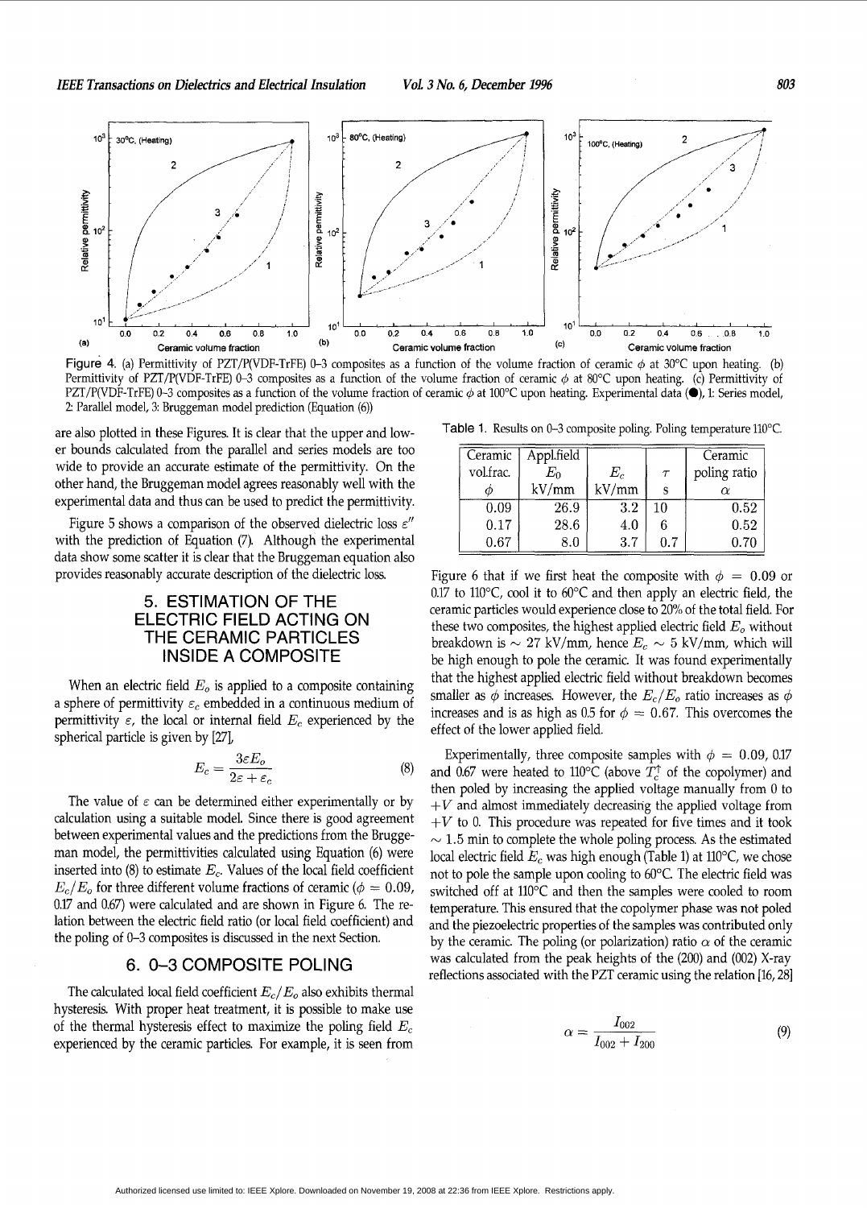Figure 4. (a) Permittivity of PZT/P(VDF-TrFE) 0–3 composites as a function of the volume fraction of ceramic $\phi$ at 30°C upon heating. (b) Permittivity of PZT/P(VDF-TrFE) 0–3 composites as a function of the volume fraction of ceramic $\phi$ at 80°C upon heating. (c) Permittivity of PZT/P(VDF-TrFE) 0–3 composites as a function of the volume fraction of ceramic $\phi$ at 100°C upon heating. Experimental data (●), 1: Series model, 2: Parallel model, 3: Bruggeman model prediction (Equation (6))

are also plotted in these Figures. It is clear that the upper and lower bounds calculated from the parallel and series models are too wide to provide an accurate estimate of the permittivity. On the other hand, the Bruggeman model agrees reasonably well with the experimental data and thus can be used to predict the permittivity.

Figure 5 shows a comparison of the observed dielectric loss $\varepsilon''$ with the prediction of Equation (7). Although the experimental data show some scatter it is clear that the Bruggeman equation also provides reasonably accurate description of the dielectric loss.

## 5. ESTIMATION OF THE ELECTRIC FIELD ACTING ON THE CERAMIC PARTICLES INSIDE A COMPOSITE

When an electric field $E_o$ is applied to a composite containing a sphere of permittivity $\varepsilon_c$ embedded in a continuous medium of permittivity $\varepsilon$, the local or internal field $E_c$ experienced by the spherical particle is given by [27],

$$E_c = \frac{3\varepsilon E_o}{2\varepsilon + \varepsilon_c} \tag{8}$$

The value of $\varepsilon$ can be determined either experimentally or by calculation using a suitable model. Since there is good agreement between experimental values and the predictions from the Bruggeman model, the permittivities calculated using Equation (6) were inserted into (8) to estimate $E_c$. Values of the local field coefficient $E_c/E_o$ for three different volume fractions of ceramic ($\phi = 0.09$, 0.17 and 0.67) were calculated and are shown in Figure 6. The relation between the electric field ratio (or local field coefficient) and the poling of 0–3 composites is discussed in the next Section.

## 6. 0–3 COMPOSITE POLING

The calculated local field coefficient $E_c/E_o$ also exhibits thermal hysteresis. With proper heat treatment, it is possible to make use of the thermal hysteresis effect to maximize the poling field $E_c$ experienced by the ceramic particles. For example, it is seen from Figure 6 that if we first heat the composite with $\phi = 0.09$ or 0.17 to 110°C, cool it to 60°C and then apply an electric field, the ceramic particles would experience close to 20% of the total field. For these two composites, the highest applied electric field $E_o$ without breakdown is $\sim$ 27 kV/mm, hence $E_c \sim 5$ kV/mm, which will be high enough to pole the ceramic. It was found experimentally that the highest applied electric field without breakdown becomes smaller as $\phi$ increases. However, the $E_c/E_o$ ratio increases as $\phi$ increases and is as high as 0.5 for $\phi = 0.67$. This overcomes the effect of the lower applied field.

Table 1. Results on 0–3 composite poling. Poling temperature 110°C.

| Ceramic vol.frac. $\phi$ | Appl.field $E_0$ kV/mm | $E_c$ kV/mm | $\tau$ s | Ceramic poling ratio $\alpha$ |
|---|---|---|---|---|
| 0.09 | 26.9 | 3.2 | 10 | 0.52 |
| 0.17 | 28.6 | 4.0 | 6 | 0.52 |
| 0.67 | 8.0 | 3.7 | 0.7 | 0.70 |

Experimentally, three composite samples with $\phi = 0.09$, 0.17 and 0.67 were heated to 110°C (above $T_c^{\uparrow}$ of the copolymer) and then poled by increasing the applied voltage manually from 0 to $+V$ and almost immediately decreasing the applied voltage from $+V$ to 0. This procedure was repeated for five times and it took $\sim$ 1.5 min to complete the whole poling process. As the estimated local electric field $E_c$ was high enough (Table 1) at 110°C, we chose not to pole the sample upon cooling to 60°C. The electric field was switched off at 110°C and then the samples were cooled to room temperature. This ensured that the copolymer phase was not poled and the piezoelectric properties of the samples was contributed only by the ceramic. The poling (or polarization) ratio $\alpha$ of the ceramic was calculated from the peak heights of the (200) and (002) X-ray reflections associated with the PZT ceramic using the relation [16, 28]

$$\alpha = \frac{I_{002}}{I_{002} + I_{200}} \tag{9}$$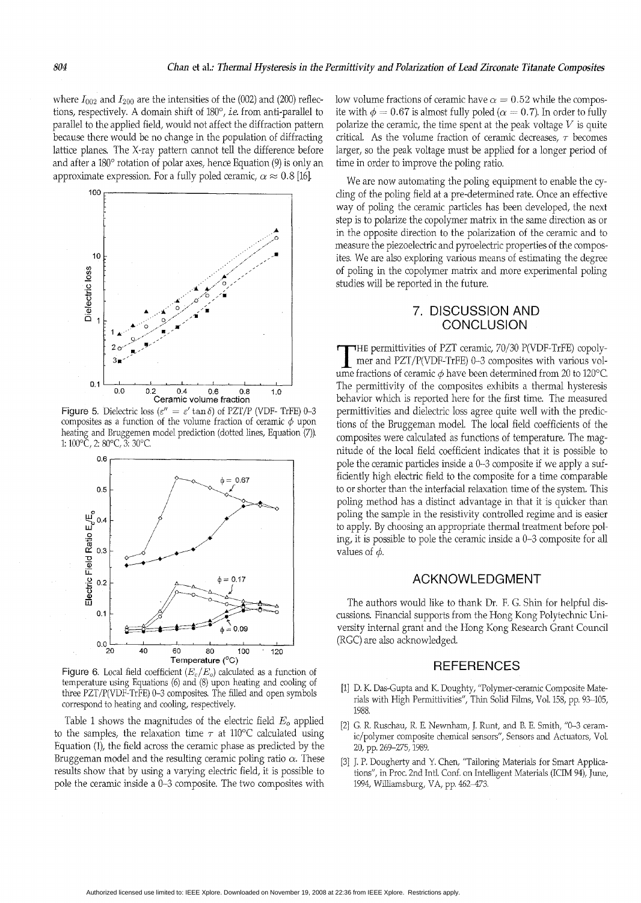where $I_{002}$ and $I_{200}$ are the intensities of the (002) and (200) reflections, respectively. A domain shift of 180°, *i.e.* from anti-parallel to parallel to the applied field, would not affect the diffraction pattern because there would be no change in the population of diffracting lattice planes. The X-ray pattern cannot tell the difference before and after a 180° rotation of polar axes, hence Equation (9) is only an approximate expression. For a fully poled ceramic, $\alpha \approx 0.8$ [16].

Figure 5. Dielectric loss ($\varepsilon'' = \varepsilon' \tan \delta$) of PZT/P (VDF- TrFE) 0–3 composites as a function of the volume fraction of ceramic $\phi$ upon heating and Bruggemen model prediction (dotted lines, Equation (7)). 1: 100°C, 2: 80°C, 3: 30°C.

Figure 6. Local field coefficient ($E_c/E_o$) calculated as a function of temperature using Equations (6) and (8) upon heating and cooling of three PZT/P(VDF-TrFE) 0–3 composites. The filled and open symbols correspond to heating and cooling, respectively.

Table 1 shows the magnitudes of the electric field $E_o$ applied to the samples, the relaxation time $\tau$ at 110°C calculated using Equation (1), the field across the ceramic phase as predicted by the Bruggeman model and the resulting ceramic poling ratio $\alpha$. These results show that by using a varying electric field, it is possible to pole the ceramic inside a 0–3 composite. The two composites with low volume fractions of ceramic have $\alpha = 0.52$ while the composite with $\phi = 0.67$ is almost fully poled ($\alpha = 0.7$). In order to fully polarize the ceramic, the time spent at the peak voltage $V$ is quite critical. As the volume fraction of ceramic decreases, $\tau$ becomes larger, so the peak voltage must be applied for a longer period of time in order to improve the poling ratio.

We are now automating the poling equipment to enable the cycling of the poling field at a pre-determined rate. Once an effective way of poling the ceramic particles has been developed, the next step is to polarize the copolymer matrix in the same direction as or in the opposite direction to the polarization of the ceramic and to measure the piezoelectric and pyroelectric properties of the composites. We are also exploring various means of estimating the degree of poling in the copolymer matrix and more experimental poling studies will be reported in the future.

## 7. DISCUSSION AND CONCLUSION

The permittivities of PZT ceramic, 70/30 P(VDF-TrFE) copolymer and PZT/P(VDF-TrFE) 0–3 composites with various volume fractions of ceramic $\phi$ have been determined from 20 to 120°C. The permittivity of the composites exhibits a thermal hysteresis behavior which is reported here for the first time. The measured permittivities and dielectric loss agree quite well with the predictions of the Bruggeman model. The local field coefficients of the composites were calculated as functions of temperature. The magnitude of the local field coefficient indicates that it is possible to pole the ceramic particles inside a 0–3 composite if we apply a sufficiently high electric field to the composite for a time comparable to or shorter than the interfacial relaxation time of the system. This poling method has a distinct advantage in that it is quicker than poling the sample in the resistivity controlled regime and is easier to apply. By choosing an appropriate thermal treatment before poling, it is possible to pole the ceramic inside a 0–3 composite for all values of $\phi$.

## ACKNOWLEDGMENT

The authors would like to thank Dr. F. G. Shin for helpful discussions. Financial supports from the Hong Kong Polytechnic University internal grant and the Hong Kong Research Grant Council (RGC) are also acknowledged.

## REFERENCES

[1] D. K. Das-Gupta and K. Doughty, "Polymer-ceramic Composite Materials with High Permittivities", Thin Solid Films, Vol. 158, pp. 93–105, 1988.

[2] G. R. Ruschau, R. E. Newnham, J. Runt, and B. E. Smith, "0–3 ceramic/polymer composite chemical sensors", Sensors and Actuators, Vol. 20, pp. 269–275, 1989.

[3] J. P. Dougherty and Y. Chen, "Tailoring Materials for Smart Applications", in Proc. 2nd Intl. Conf. on Intelligent Materials (ICIM 94), June, 1994, Williamsburg, VA, pp. 462–473.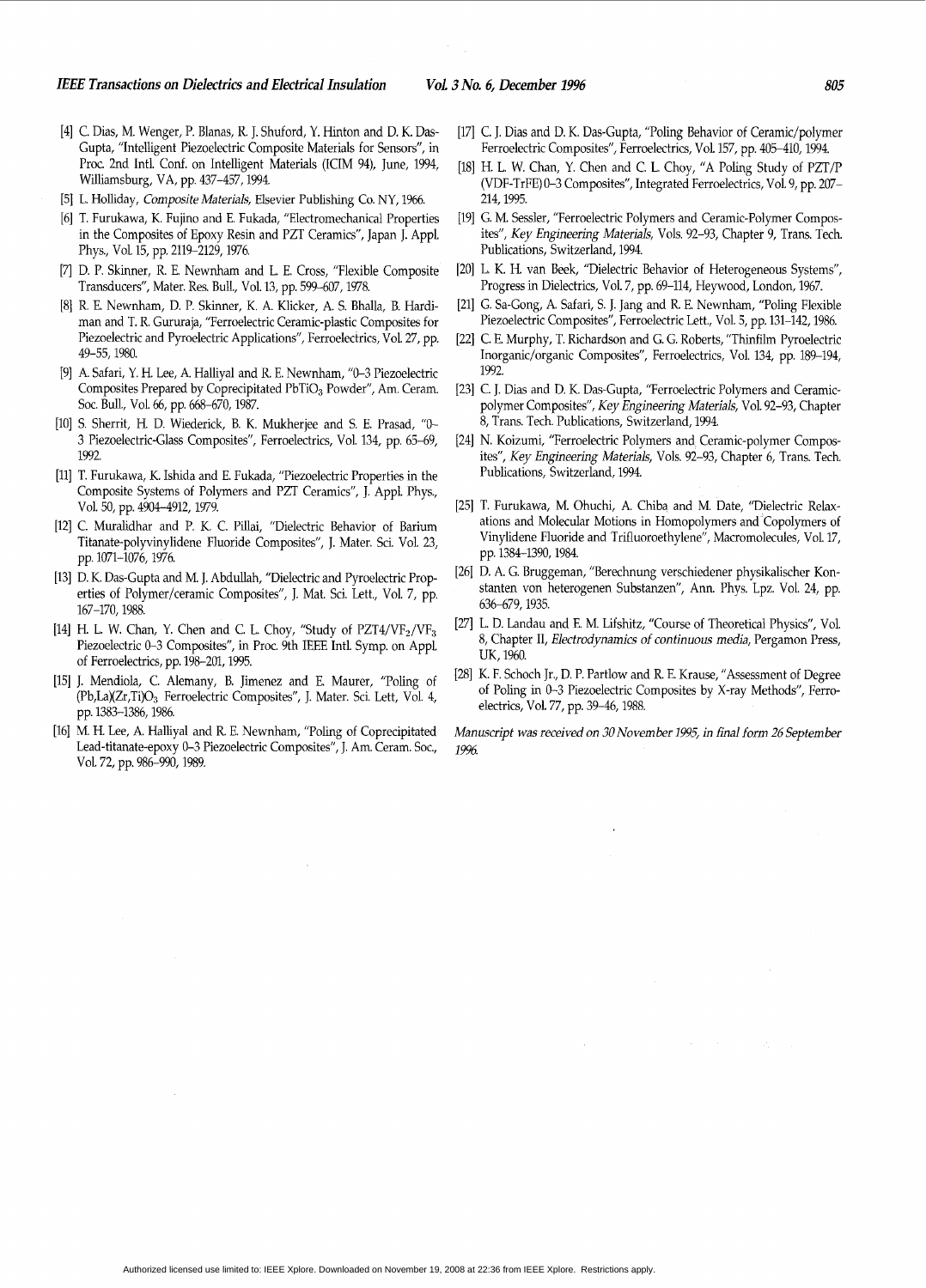[4] C. Dias, M. Wenger, P. Blanas, R. J. Shuford, Y. Hinton and D. K. Das-Gupta, "Intelligent Piezoelectric Composite Materials for Sensors", in Proc. 2nd Intl. Conf. on Intelligent Materials (ICIM 94), June, 1994, Williamsburg, VA, pp. 437–457, 1994.

[5] L. Holliday, *Composite Materials*, Elsevier Publishing Co. NY, 1966.

[6] T. Furukawa, K. Fujino and E. Fukada, "Electromechanical Properties in the Composites of Epoxy Resin and PZT Ceramics", Japan J. Appl. Phys., Vol. 15, pp. 2119–2129, 1976.

[7] D. P. Skinner, R. E. Newnham and L. E. Cross, "Flexible Composite Transducers", Mater. Res. Bull., Vol. 13, pp. 599–607, 1978.

[8] R. E. Newnham, D. P. Skinner, K. A. Klicker, A. S. Bhalla, B. Hardiman and T. R. Gururaja, "Ferroelectric Ceramic-plastic Composites for Piezoelectric and Pyroelectric Applications", Ferroelectrics, Vol. 27, pp. 49–55, 1980.

[9] A. Safari, Y. H. Lee, A. Halliyal and R. E. Newnham, "0–3 Piezoelectric Composites Prepared by Coprecipitated $PbTiO_3$ Powder", Am. Ceram. Soc. Bull., Vol. 66, pp. 668–670, 1987.

[10] S. Sherrit, H. D. Wiederick, B. K. Mukherjee and S. E. Prasad, "0–3 Piezoelectric-Glass Composites", Ferroelectrics, Vol. 134, pp. 65–69, 1992.

[11] T. Furukawa, K. Ishida and E. Fukada, "Piezoelectric Properties in the Composite Systems of Polymers and PZT Ceramics", J. Appl. Phys., Vol. 50, pp. 4904–4912, 1979.

[12] C. Muralidhar and P. K. C. Pillai, "Dielectric Behavior of Barium Titanate-polyvinylidene Fluoride Composites", J. Mater. Sci. Vol. 23, pp. 1071–1076, 1976.

[13] D. K. Das-Gupta and M. J. Abdullah, "Dielectric and Pyroelectric Properties of Polymer/ceramic Composites", J. Mat. Sci. Lett., Vol. 7, pp. 167–170, 1988.

[14] H. L. W. Chan, Y. Chen and C. L. Choy, "Study of $PZT4/VF_2/VF_3$ Piezoelectric 0–3 Composites", in Proc. 9th IEEE Intl. Symp. on Appl. of Ferroelectrics, pp. 198–201, 1995.

[15] J. Mendiola, C. Alemany, B. Jimenez and E. Maurer, "Poling of $(Pb,La)(Zr,Ti)O_3$ Ferroelectric Composites", J. Mater. Sci. Lett, Vol. 4, pp. 1383–1386, 1986.

[16] M. H. Lee, A. Halliyal and R. E. Newnham, "Poling of Coprecipitated Lead-titanate-epoxy 0–3 Piezoelectric Composites", J. Am. Ceram. Soc., Vol. 72, pp. 986–990, 1989.

[17] C. J. Dias and D. K. Das-Gupta, "Poling Behavior of Ceramic/polymer Ferroelectric Composites", Ferroelectrics, Vol. 157, pp. 405–410, 1994.

[18] H. L. W. Chan, Y. Chen and C. L. Choy, "A Poling Study of PZT/P (VDF-TrFE) 0–3 Composites", Integrated Ferroelectrics, Vol. 9, pp. 207–214, 1995.

[19] G. M. Sessler, "Ferroelectric Polymers and Ceramic-Polymer Composites", *Key Engineering Materials*, Vols. 92–93, Chapter 9, Trans. Tech. Publications, Switzerland, 1994.

[20] L. K. H. van Beek, "Dielectric Behavior of Heterogeneous Systems", Progress in Dielectrics, Vol. 7, pp. 69–114, Heywood, London, 1967.

[21] G. Sa-Gong, A. Safari, S. J. Jang and R. E. Newnham, "Poling Flexible Piezoelectric Composites", Ferroelectric Lett., Vol. 5, pp. 131–142, 1986.

[22] C. E. Murphy, T. Richardson and G. G. Roberts, "Thinfilm Pyroelectric Inorganic/organic Composites", Ferroelectrics, Vol. 134, pp. 189–194, 1992.

[23] C. J. Dias and D. K. Das-Gupta, "Ferroelectric Polymers and Ceramic-polymer Composites", *Key Engineering Materials*, Vol. 92–93, Chapter 8, Trans. Tech. Publications, Switzerland, 1994.

[24] N. Koizumi, "Ferroelectric Polymers and Ceramic-polymer Composites", *Key Engineering Materials*, Vols. 92–93, Chapter 6, Trans. Tech. Publications, Switzerland, 1994.

[25] T. Furukawa, M. Ohuchi, A. Chiba and M. Date, "Dielectric Relaxations and Molecular Motions in Homopolymers and Copolymers of Vinylidene Fluoride and Trifluoroethylene", Macromolecules, Vol. 17, pp. 1384–1390, 1984.

[26] D. A. G. Bruggeman, "Berechnung verschiedener physikalischer Konstanten von heterogenen Substanzen", Ann. Phys. Lpz. Vol. 24, pp. 636–679, 1935.

[27] L. D. Landau and E. M. Lifshitz, "Course of Theoretical Physics", Vol. 8, Chapter II, *Electrodynamics of continuous media*, Pergamon Press, UK, 1960.

[28] K. F. Schoch Jr., D. P. Partlow and R. E. Krause, "Assessment of Degree of Poling in 0–3 Piezoelectric Composites by X-ray Methods", Ferroelectrics, Vol. 77, pp. 39–46, 1988.

*Manuscript was received on 30 November 1995, in final form 26 September 1996.*